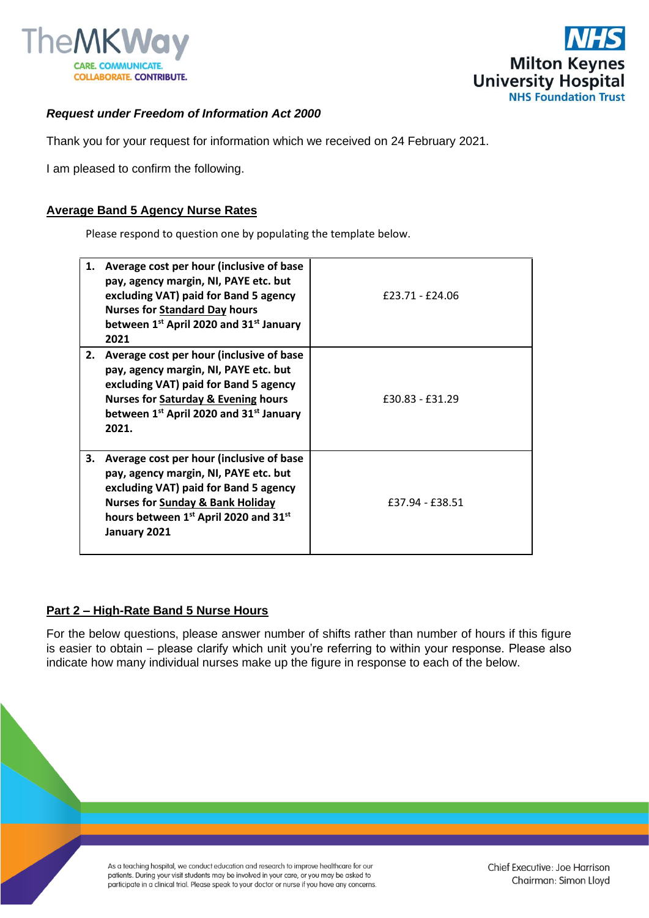*Request under Freedom of Information Act 2000*

Thank you for your request for information which we received on 24 February 2021.

I am pleased to confirm the following.

## Average Band 5 Agency Nurse Rates

Please respond to question one by populating the template below.

| | |
|---|---|
| **1. Average cost per hour (inclusive of base pay, agency margin, NI, PAYE etc. but excluding VAT) paid for Band 5 agency Nurses for Standard Day hours between 1st April 2020 and 31st January 2021** | £23.71 - £24.06 |
| **2. Average cost per hour (inclusive of base pay, agency margin, NI, PAYE etc. but excluding VAT) paid for Band 5 agency Nurses for Saturday & Evening hours between 1st April 2020 and 31st January 2021.** | £30.83 - £31.29 |
| **3. Average cost per hour (inclusive of base pay, agency margin, NI, PAYE etc. but excluding VAT) paid for Band 5 agency Nurses for Sunday & Bank Holiday hours between 1st April 2020 and 31st January 2021** | £37.94 - £38.51 |

## Part 2 – High-Rate Band 5 Nurse Hours

For the below questions, please answer number of shifts rather than number of hours if this figure is easier to obtain – please clarify which unit you're referring to within your response. Please also indicate how many individual nurses make up the figure in response to each of the below.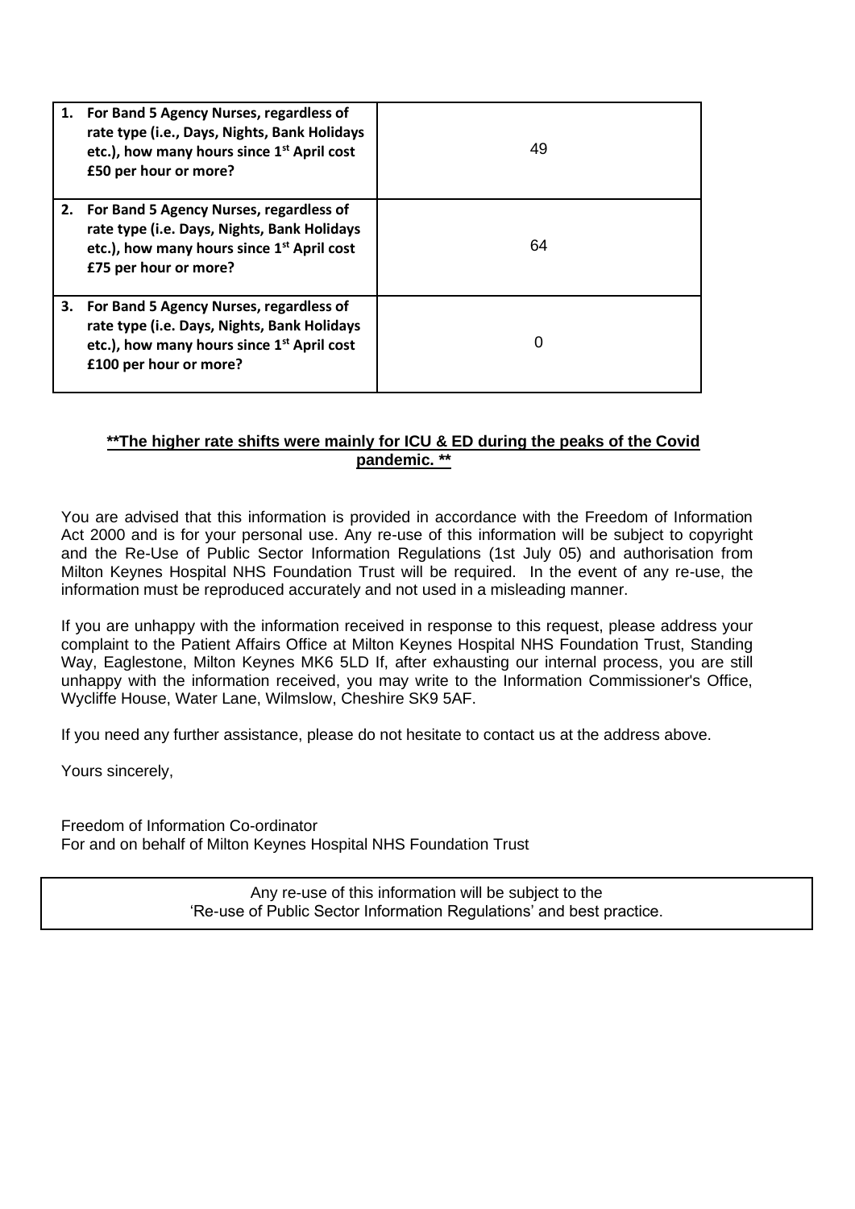| | |
|---|---|
| **1. For Band 5 Agency Nurses, regardless of rate type (i.e., Days, Nights, Bank Holidays etc.), how many hours since 1st April cost £50 per hour or more?** | 49 |
| **2. For Band 5 Agency Nurses, regardless of rate type (i.e. Days, Nights, Bank Holidays etc.), how many hours since 1st April cost £75 per hour or more?** | 64 |
| **3. For Band 5 Agency Nurses, regardless of rate type (i.e. Days, Nights, Bank Holidays etc.), how many hours since 1st April cost £100 per hour or more?** | 0 |

**<u>**The higher rate shifts were mainly for ICU & ED during the peaks of the Covid pandemic. **</u>**

You are advised that this information is provided in accordance with the Freedom of Information Act 2000 and is for your personal use. Any re-use of this information will be subject to copyright and the Re-Use of Public Sector Information Regulations (1st July 05) and authorisation from Milton Keynes Hospital NHS Foundation Trust will be required. In the event of any re-use, the information must be reproduced accurately and not used in a misleading manner.

If you are unhappy with the information received in response to this request, please address your complaint to the Patient Affairs Office at Milton Keynes Hospital NHS Foundation Trust, Standing Way, Eaglestone, Milton Keynes MK6 5LD If, after exhausting our internal process, you are still unhappy with the information received, you may write to the Information Commissioner's Office, Wycliffe House, Water Lane, Wilmslow, Cheshire SK9 5AF.

If you need any further assistance, please do not hesitate to contact us at the address above.

Yours sincerely,

Freedom of Information Co-ordinator
For and on behalf of Milton Keynes Hospital NHS Foundation Trust

Any re-use of this information will be subject to the
'Re-use of Public Sector Information Regulations' and best practice.